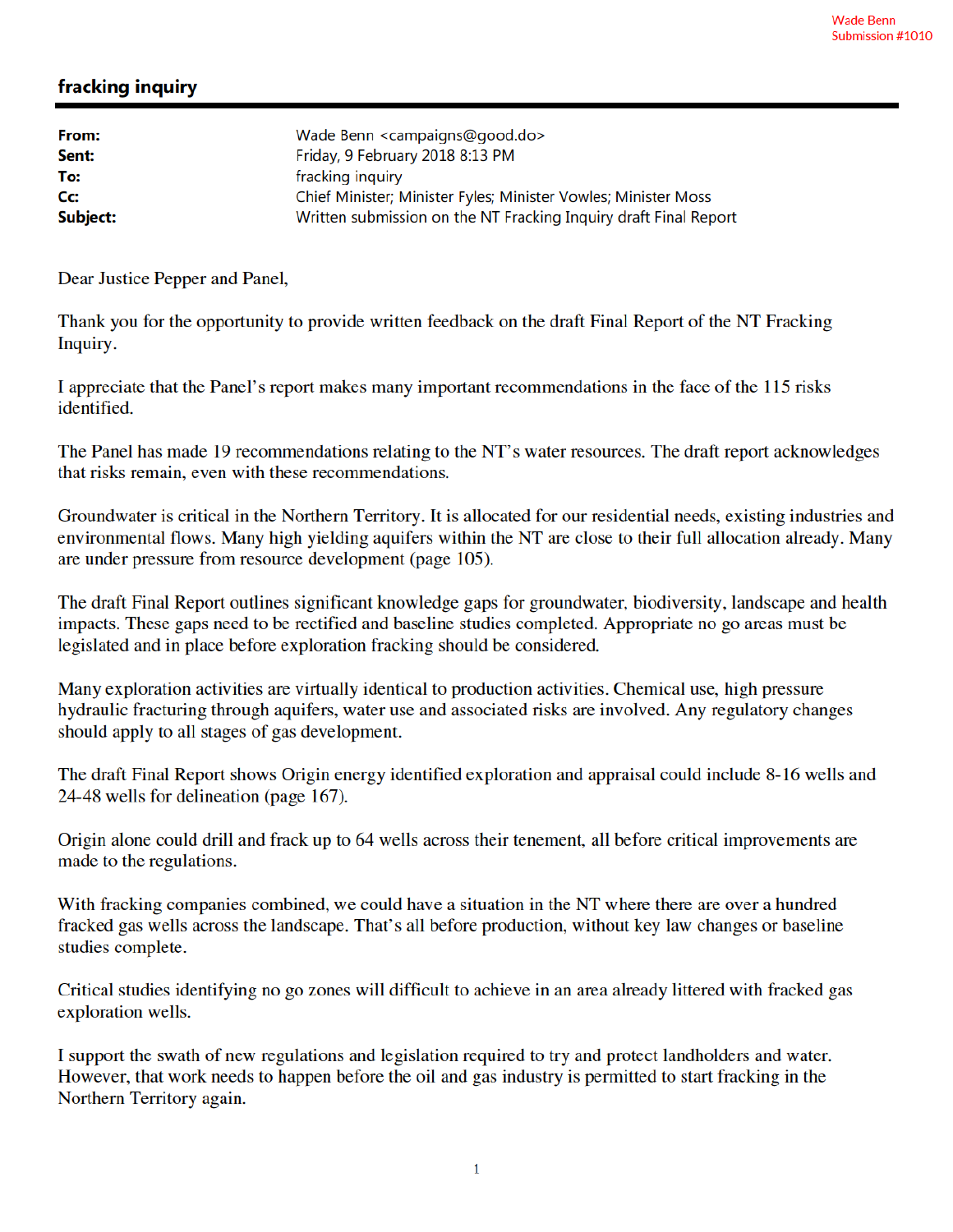Wade Benn
Submission #1010

# fracking inquiry

**From:** Wade Benn <campaigns@good.do>
**Sent:** Friday, 9 February 2018 8:13 PM
**To:** fracking inquiry
**Cc:** Chief Minister; Minister Fyles; Minister Vowles; Minister Moss
**Subject:** Written submission on the NT Fracking Inquiry draft Final Report

Dear Justice Pepper and Panel,

Thank you for the opportunity to provide written feedback on the draft Final Report of the NT Fracking Inquiry.

I appreciate that the Panel's report makes many important recommendations in the face of the 115 risks identified.

The Panel has made 19 recommendations relating to the NT's water resources. The draft report acknowledges that risks remain, even with these recommendations.

Groundwater is critical in the Northern Territory. It is allocated for our residential needs, existing industries and environmental flows. Many high yielding aquifers within the NT are close to their full allocation already. Many are under pressure from resource development (page 105).

The draft Final Report outlines significant knowledge gaps for groundwater, biodiversity, landscape and health impacts. These gaps need to be rectified and baseline studies completed. Appropriate no go areas must be legislated and in place before exploration fracking should be considered.

Many exploration activities are virtually identical to production activities. Chemical use, high pressure hydraulic fracturing through aquifers, water use and associated risks are involved. Any regulatory changes should apply to all stages of gas development.

The draft Final Report shows Origin energy identified exploration and appraisal could include 8-16 wells and 24-48 wells for delineation (page 167).

Origin alone could drill and frack up to 64 wells across their tenement, all before critical improvements are made to the regulations.

With fracking companies combined, we could have a situation in the NT where there are over a hundred fracked gas wells across the landscape. That's all before production, without key law changes or baseline studies complete.

Critical studies identifying no go zones will difficult to achieve in an area already littered with fracked gas exploration wells.

I support the swath of new regulations and legislation required to try and protect landholders and water. However, that work needs to happen before the oil and gas industry is permitted to start fracking in the Northern Territory again.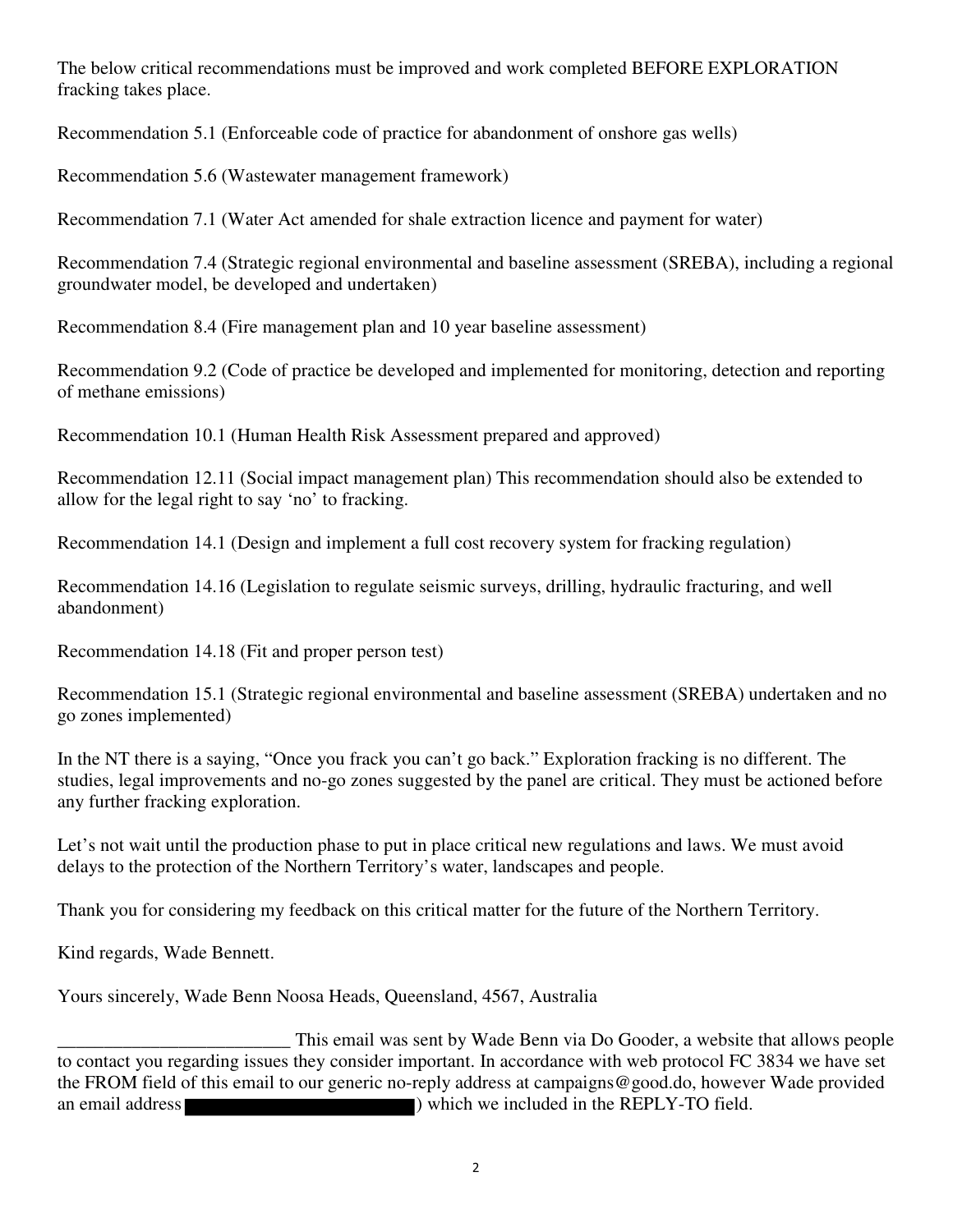The below critical recommendations must be improved and work completed BEFORE EXPLORATION fracking takes place.

Recommendation 5.1 (Enforceable code of practice for abandonment of onshore gas wells)

Recommendation 5.6 (Wastewater management framework)

Recommendation 7.1 (Water Act amended for shale extraction licence and payment for water)

Recommendation 7.4 (Strategic regional environmental and baseline assessment (SREBA), including a regional groundwater model, be developed and undertaken)

Recommendation 8.4 (Fire management plan and 10 year baseline assessment)

Recommendation 9.2 (Code of practice be developed and implemented for monitoring, detection and reporting of methane emissions)

Recommendation 10.1 (Human Health Risk Assessment prepared and approved)

Recommendation 12.11 (Social impact management plan) This recommendation should also be extended to allow for the legal right to say 'no' to fracking.

Recommendation 14.1 (Design and implement a full cost recovery system for fracking regulation)

Recommendation 14.16 (Legislation to regulate seismic surveys, drilling, hydraulic fracturing, and well abandonment)

Recommendation 14.18 (Fit and proper person test)

Recommendation 15.1 (Strategic regional environmental and baseline assessment (SREBA) undertaken and no go zones implemented)

In the NT there is a saying, "Once you frack you can't go back." Exploration fracking is no different. The studies, legal improvements and no-go zones suggested by the panel are critical. They must be actioned before any further fracking exploration.

Let's not wait until the production phase to put in place critical new regulations and laws. We must avoid delays to the protection of the Northern Territory's water, landscapes and people.

Thank you for considering my feedback on this critical matter for the future of the Northern Territory.

Kind regards, Wade Bennett.

Yours sincerely, Wade Benn Noosa Heads, Queensland, 4567, Australia

_________________________ This email was sent by Wade Benn via Do Gooder, a website that allows people to contact you regarding issues they consider important. In accordance with web protocol FC 3834 we have set the FROM field of this email to our generic no-reply address at campaigns@good.do, however Wade provided an email address ) which we included in the REPLY-TO field.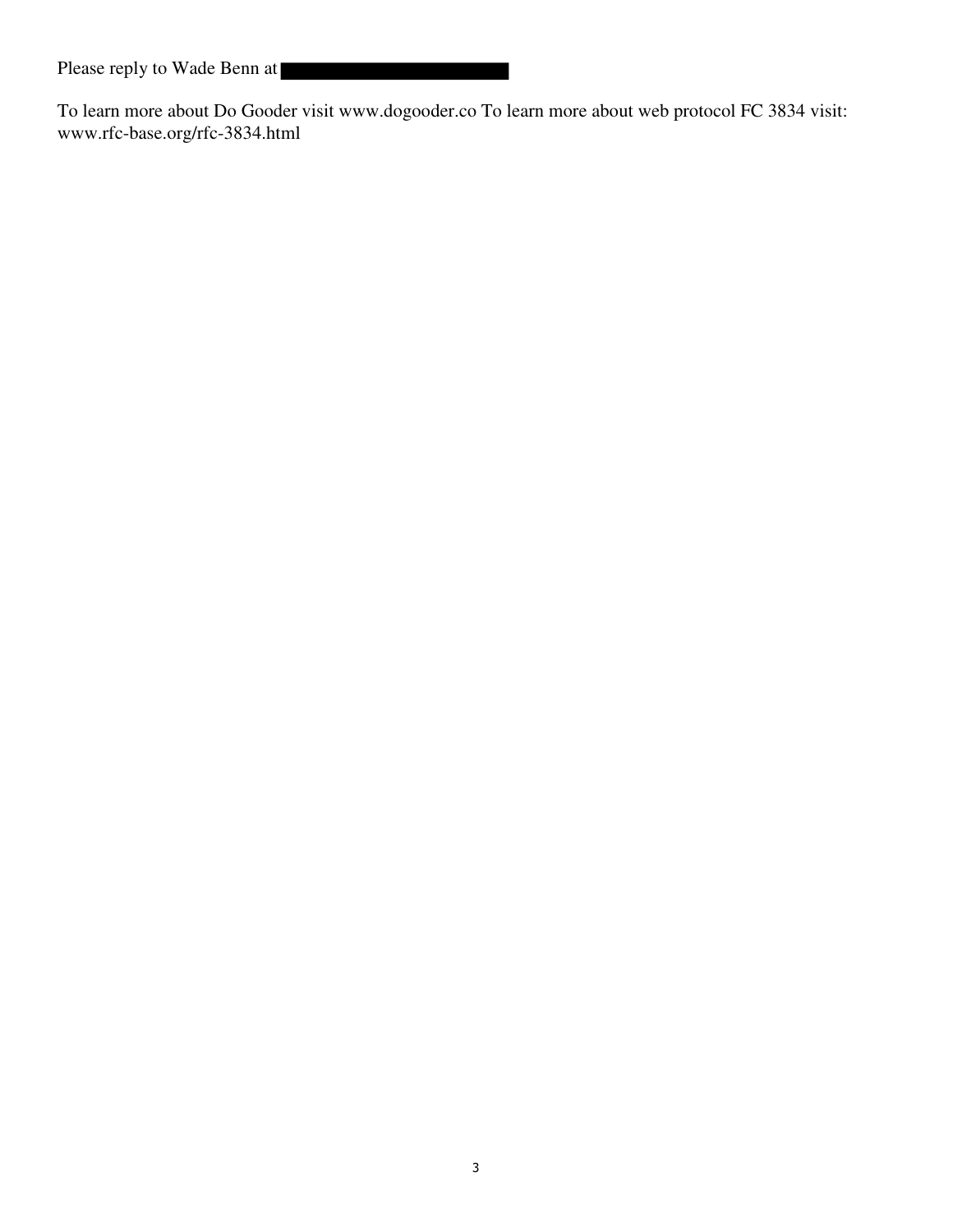Please reply to Wade Benn at

To learn more about Do Gooder visit www.dogooder.co To learn more about web protocol FC 3834 visit: www.rfc-base.org/rfc-3834.html